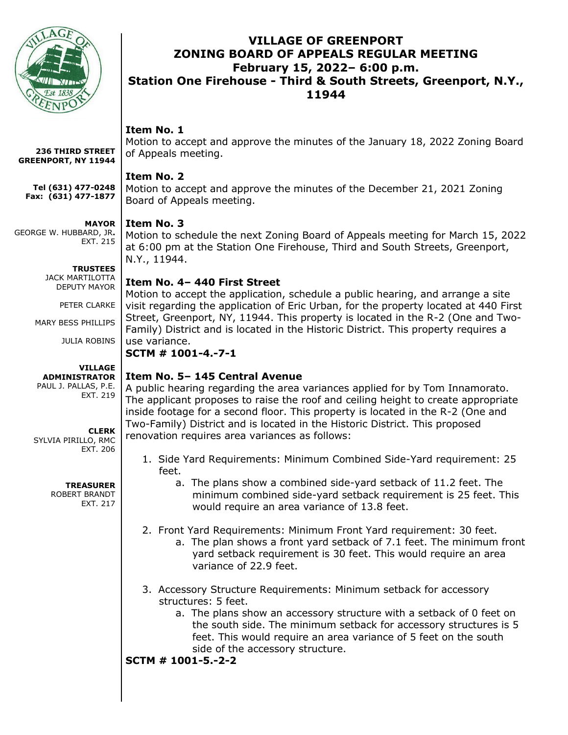# VILLAGE OF GREENPORT
# ZONING BOARD OF APPEALS REGULAR MEETING
## February 15, 2022– 6:00 p.m.
## Station One Firehouse - Third & South Streets, Greenport, N.Y., 11944

**236 THIRD STREET**
**GREENPORT, NY 11944**

**Tel (631) 477-0248**
**Fax: (631) 477-1877**

**MAYOR**
GEORGE W. HUBBARD, JR.
EXT. 215

**TRUSTEES**
JACK MARTILOTTA
DEPUTY MAYOR

PETER CLARKE

MARY BESS PHILLIPS

JULIA ROBINS

**VILLAGE ADMINISTRATOR**
PAUL J. PALLAS, P.E.
EXT. 219

**CLERK**
SYLVIA PIRILLO, RMC
EXT. 206

**TREASURER**
ROBERT BRANDT
EXT. 217

**Item No. 1**

Motion to accept and approve the minutes of the January 18, 2022 Zoning Board of Appeals meeting.

**Item No. 2**

Motion to accept and approve the minutes of the December 21, 2021 Zoning Board of Appeals meeting.

**Item No. 3**

Motion to schedule the next Zoning Board of Appeals meeting for March 15, 2022 at 6:00 pm at the Station One Firehouse, Third and South Streets, Greenport, N.Y., 11944.

**Item No. 4– 440 First Street**

Motion to accept the application, schedule a public hearing, and arrange a site visit regarding the application of Eric Urban, for the property located at 440 First Street, Greenport, NY, 11944. This property is located in the R-2 (One and Two-Family) District and is located in the Historic District. This property requires a use variance.

**SCTM # 1001-4.-7-1**

**Item No. 5– 145 Central Avenue**

A public hearing regarding the area variances applied for by Tom Innamorato. The applicant proposes to raise the roof and ceiling height to create appropriate inside footage for a second floor. This property is located in the R-2 (One and Two-Family) District and is located in the Historic District. This proposed renovation requires area variances as follows:

1. Side Yard Requirements: Minimum Combined Side-Yard requirement: 25 feet.
   a. The plans show a combined side-yard setback of 11.2 feet. The minimum combined side-yard setback requirement is 25 feet. This would require an area variance of 13.8 feet.

2. Front Yard Requirements: Minimum Front Yard requirement: 30 feet.
   a. The plan shows a front yard setback of 7.1 feet. The minimum front yard setback requirement is 30 feet. This would require an area variance of 22.9 feet.

3. Accessory Structure Requirements: Minimum setback for accessory structures: 5 feet.
   a. The plans show an accessory structure with a setback of 0 feet on the south side. The minimum setback for accessory structures is 5 feet. This would require an area variance of 5 feet on the south side of the accessory structure.

**SCTM # 1001-5.-2-2**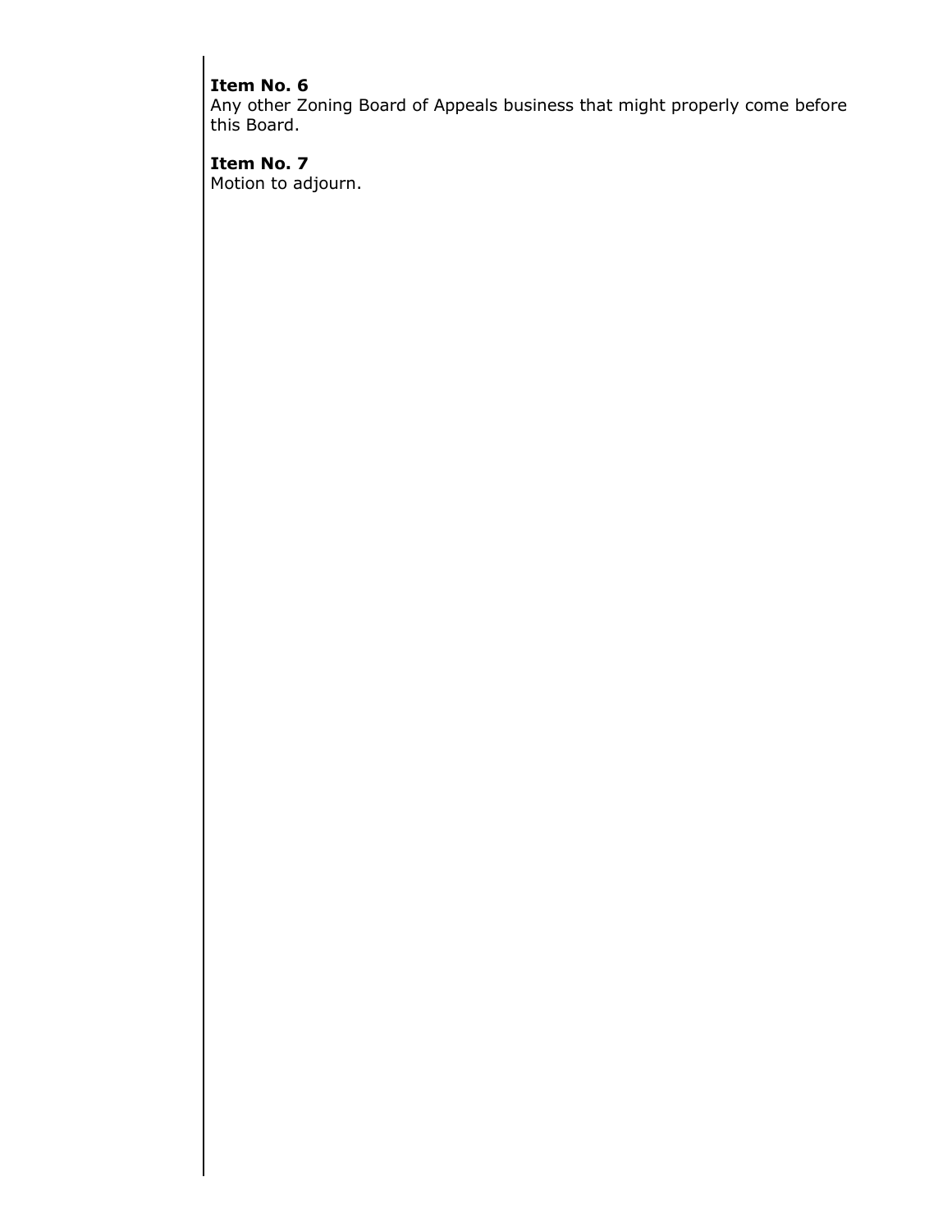**Item No. 6**
Any other Zoning Board of Appeals business that might properly come before this Board.

**Item No. 7**
Motion to adjourn.